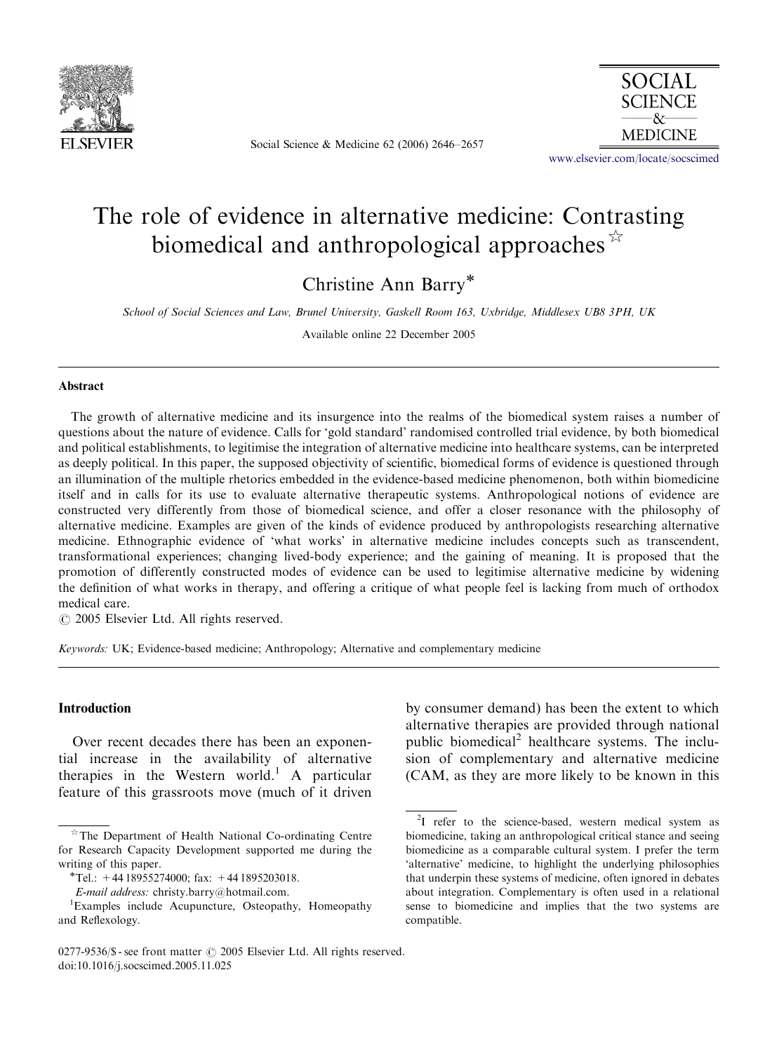# The role of evidence in alternative medicine: Contrasting biomedical and anthropological approaches[☆]

Christine Ann Barry*

*School of Social Sciences and Law, Brunel University, Gaskell Room 163, Uxbridge, Middlesex UB8 3PH, UK*

Available online 22 December 2005

## Abstract

The growth of alternative medicine and its insurgence into the realms of the biomedical system raises a number of questions about the nature of evidence. Calls for 'gold standard' randomised controlled trial evidence, by both biomedical and political establishments, to legitimise the integration of alternative medicine into healthcare systems, can be interpreted as deeply political. In this paper, the supposed objectivity of scientific, biomedical forms of evidence is questioned through an illumination of the multiple rhetorics embedded in the evidence-based medicine phenomenon, both within biomedicine itself and in calls for its use to evaluate alternative therapeutic systems. Anthropological notions of evidence are constructed very differently from those of biomedical science, and offer a closer resonance with the philosophy of alternative medicine. Examples are given of the kinds of evidence produced by anthropologists researching alternative medicine. Ethnographic evidence of 'what works' in alternative medicine includes concepts such as transcendent, transformational experiences; changing lived-body experience; and the gaining of meaning. It is proposed that the promotion of differently constructed modes of evidence can be used to legitimise alternative medicine by widening the definition of what works in therapy, and offering a critique of what people feel is lacking from much of orthodox medical care.

© 2005 Elsevier Ltd. All rights reserved.

*Keywords:* UK; Evidence-based medicine; Anthropology; Alternative and complementary medicine

## Introduction

Over recent decades there has been an exponential increase in the availability of alternative therapies in the Western world.[1] A particular feature of this grassroots move (much of it driven by consumer demand) has been the extent to which alternative therapies are provided through national public biomedical[2] healthcare systems. The inclusion of complementary and alternative medicine (CAM, as they are more likely to be known in this

---

[☆] The Department of Health National Co-ordinating Centre for Research Capacity Development supported me during the writing of this paper.

*Tel.: +44 18955274000; fax: +44 1895203018.
*E-mail address:* christy.barry@hotmail.com.

[1] Examples include Acupuncture, Osteopathy, Homeopathy and Reflexology.

[2] I refer to the science-based, western medical system as biomedicine, taking an anthropological critical stance and seeing biomedicine as a comparable cultural system. I prefer the term 'alternative' medicine, to highlight the underlying philosophies that underpin these systems of medicine, often ignored in debates about integration. Complementary is often used in a relational sense to biomedicine and implies that the two systems are compatible.

0277-9536/$ - see front matter © 2005 Elsevier Ltd. All rights reserved.
doi:10.1016/j.socscimed.2005.11.025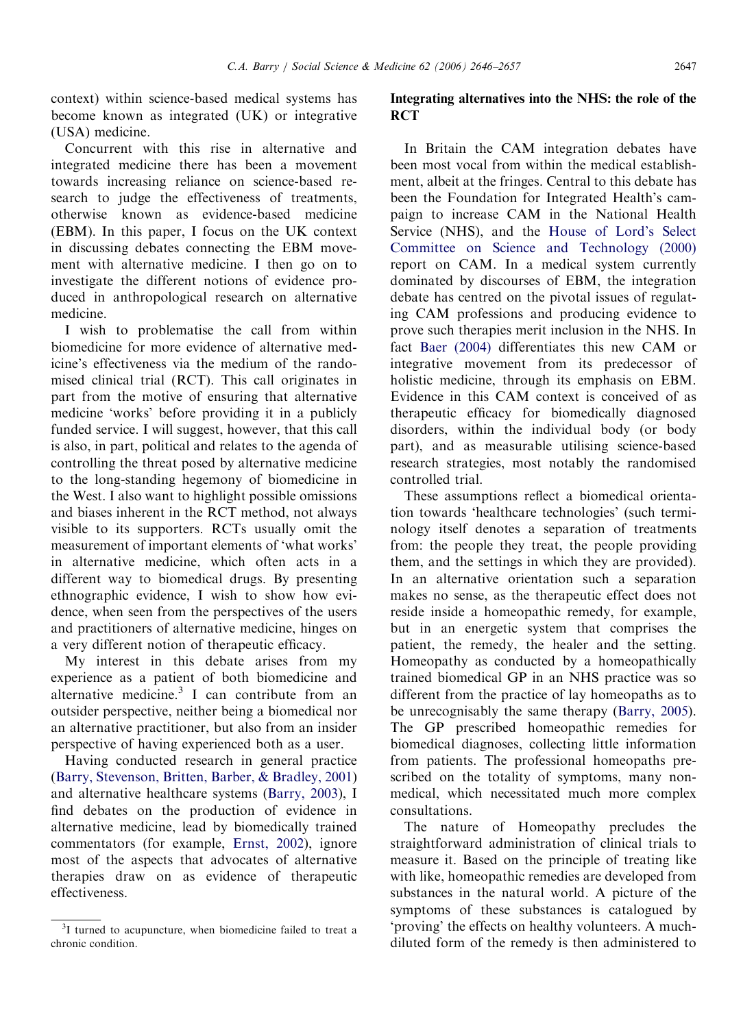context) within science-based medical systems has become known as integrated (UK) or integrative (USA) medicine.

Concurrent with this rise in alternative and integrated medicine there has been a movement towards increasing reliance on science-based research to judge the effectiveness of treatments, otherwise known as evidence-based medicine (EBM). In this paper, I focus on the UK context in discussing debates connecting the EBM movement with alternative medicine. I then go on to investigate the different notions of evidence produced in anthropological research on alternative medicine.

I wish to problematise the call from within biomedicine for more evidence of alternative medicine's effectiveness via the medium of the randomised clinical trial (RCT). This call originates in part from the motive of ensuring that alternative medicine 'works' before providing it in a publicly funded service. I will suggest, however, that this call is also, in part, political and relates to the agenda of controlling the threat posed by alternative medicine to the long-standing hegemony of biomedicine in the West. I also want to highlight possible omissions and biases inherent in the RCT method, not always visible to its supporters. RCTs usually omit the measurement of important elements of 'what works' in alternative medicine, which often acts in a different way to biomedical drugs. By presenting ethnographic evidence, I wish to show how evidence, when seen from the perspectives of the users and practitioners of alternative medicine, hinges on a very different notion of therapeutic efficacy.

My interest in this debate arises from my experience as a patient of both biomedicine and alternative medicine.[3] I can contribute from an outsider perspective, neither being a biomedical nor an alternative practitioner, but also from an insider perspective of having experienced both as a user.

Having conducted research in general practice (Barry, Stevenson, Britten, Barber, & Bradley, 2001) and alternative healthcare systems (Barry, 2003), I find debates on the production of evidence in alternative medicine, lead by biomedically trained commentators (for example, Ernst, 2002), ignore most of the aspects that advocates of alternative therapies draw on as evidence of therapeutic effectiveness.

[3] I turned to acupuncture, when biomedicine failed to treat a chronic condition.

## Integrating alternatives into the NHS: the role of the RCT

In Britain the CAM integration debates have been most vocal from within the medical establishment, albeit at the fringes. Central to this debate has been the Foundation for Integrated Health's campaign to increase CAM in the National Health Service (NHS), and the House of Lord's Select Committee on Science and Technology (2000) report on CAM. In a medical system currently dominated by discourses of EBM, the integration debate has centred on the pivotal issues of regulating CAM professions and producing evidence to prove such therapies merit inclusion in the NHS. In fact Baer (2004) differentiates this new CAM or integrative movement from its predecessor of holistic medicine, through its emphasis on EBM. Evidence in this CAM context is conceived of as therapeutic efficacy for biomedically diagnosed disorders, within the individual body (or body part), and as measurable utilising science-based research strategies, most notably the randomised controlled trial.

These assumptions reflect a biomedical orientation towards 'healthcare technologies' (such terminology itself denotes a separation of treatments from: the people they treat, the people providing them, and the settings in which they are provided). In an alternative orientation such a separation makes no sense, as the therapeutic effect does not reside inside a homeopathic remedy, for example, but in an energetic system that comprises the patient, the remedy, the healer and the setting. Homeopathy as conducted by a homeopathically trained biomedical GP in an NHS practice was so different from the practice of lay homeopaths as to be unrecognisably the same therapy (Barry, 2005). The GP prescribed homeopathic remedies for biomedical diagnoses, collecting little information from patients. The professional homeopaths prescribed on the totality of symptoms, many non-medical, which necessitated much more complex consultations.

The nature of Homeopathy precludes the straightforward administration of clinical trials to measure it. Based on the principle of treating like with like, homeopathic remedies are developed from substances in the natural world. A picture of the symptoms of these substances is catalogued by 'proving' the effects on healthy volunteers. A much-diluted form of the remedy is then administered to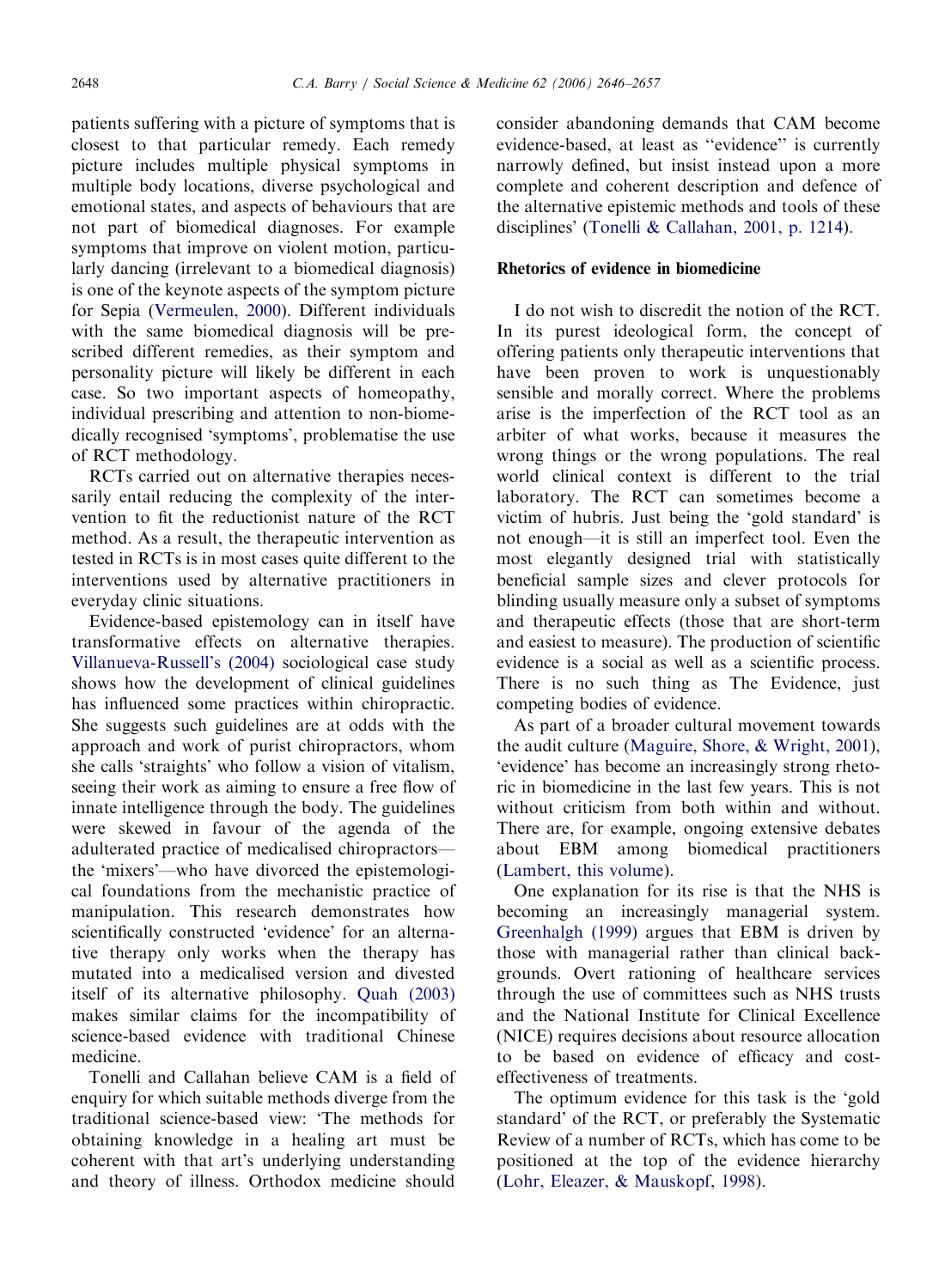patients suffering with a picture of symptoms that is closest to that particular remedy. Each remedy picture includes multiple physical symptoms in multiple body locations, diverse psychological and emotional states, and aspects of behaviours that are not part of biomedical diagnoses. For example symptoms that improve on violent motion, particularly dancing (irrelevant to a biomedical diagnosis) is one of the keynote aspects of the symptom picture for Sepia (Vermeulen, 2000). Different individuals with the same biomedical diagnosis will be prescribed different remedies, as their symptom and personality picture will likely be different in each case. So two important aspects of homeopathy, individual prescribing and attention to non-biomedically recognised 'symptoms', problematise the use of RCT methodology.

RCTs carried out on alternative therapies necessarily entail reducing the complexity of the intervention to fit the reductionist nature of the RCT method. As a result, the therapeutic intervention as tested in RCTs is in most cases quite different to the interventions used by alternative practitioners in everyday clinic situations.

Evidence-based epistemology can in itself have transformative effects on alternative therapies. Villanueva-Russell's (2004) sociological case study shows how the development of clinical guidelines has influenced some practices within chiropractic. She suggests such guidelines are at odds with the approach and work of purist chiropractors, whom she calls 'straights' who follow a vision of vitalism, seeing their work as aiming to ensure a free flow of innate intelligence through the body. The guidelines were skewed in favour of the agenda of the adulterated practice of medicalised chiropractors—the 'mixers'—who have divorced the epistemological foundations from the mechanistic practice of manipulation. This research demonstrates how scientifically constructed 'evidence' for an alternative therapy only works when the therapy has mutated into a medicalised version and divested itself of its alternative philosophy. Quah (2003) makes similar claims for the incompatibility of science-based evidence with traditional Chinese medicine.

Tonelli and Callahan believe CAM is a field of enquiry for which suitable methods diverge from the traditional science-based view: 'The methods for obtaining knowledge in a healing art must be coherent with that art's underlying understanding and theory of illness. Orthodox medicine should consider abandoning demands that CAM become evidence-based, at least as "evidence" is currently narrowly defined, but insist instead upon a more complete and coherent description and defence of the alternative epistemic methods and tools of these disciplines' (Tonelli & Callahan, 2001, p. 1214).

## Rhetorics of evidence in biomedicine

I do not wish to discredit the notion of the RCT. In its purest ideological form, the concept of offering patients only therapeutic interventions that have been proven to work is unquestionably sensible and morally correct. Where the problems arise is the imperfection of the RCT tool as an arbiter of what works, because it measures the wrong things or the wrong populations. The real world clinical context is different to the trial laboratory. The RCT can sometimes become a victim of hubris. Just being the 'gold standard' is not enough—it is still an imperfect tool. Even the most elegantly designed trial with statistically beneficial sample sizes and clever protocols for blinding usually measure only a subset of symptoms and therapeutic effects (those that are short-term and easiest to measure). The production of scientific evidence is a social as well as a scientific process. There is no such thing as The Evidence, just competing bodies of evidence.

As part of a broader cultural movement towards the audit culture (Maguire, Shore, & Wright, 2001), 'evidence' has become an increasingly strong rhetoric in biomedicine in the last few years. This is not without criticism from both within and without. There are, for example, ongoing extensive debates about EBM among biomedical practitioners (Lambert, this volume).

One explanation for its rise is that the NHS is becoming an increasingly managerial system. Greenhalgh (1999) argues that EBM is driven by those with managerial rather than clinical backgrounds. Overt rationing of healthcare services through the use of committees such as NHS trusts and the National Institute for Clinical Excellence (NICE) requires decisions about resource allocation to be based on evidence of efficacy and cost-effectiveness of treatments.

The optimum evidence for this task is the 'gold standard' of the RCT, or preferably the Systematic Review of a number of RCTs, which has come to be positioned at the top of the evidence hierarchy (Lohr, Eleazer, & Mauskopf, 1998).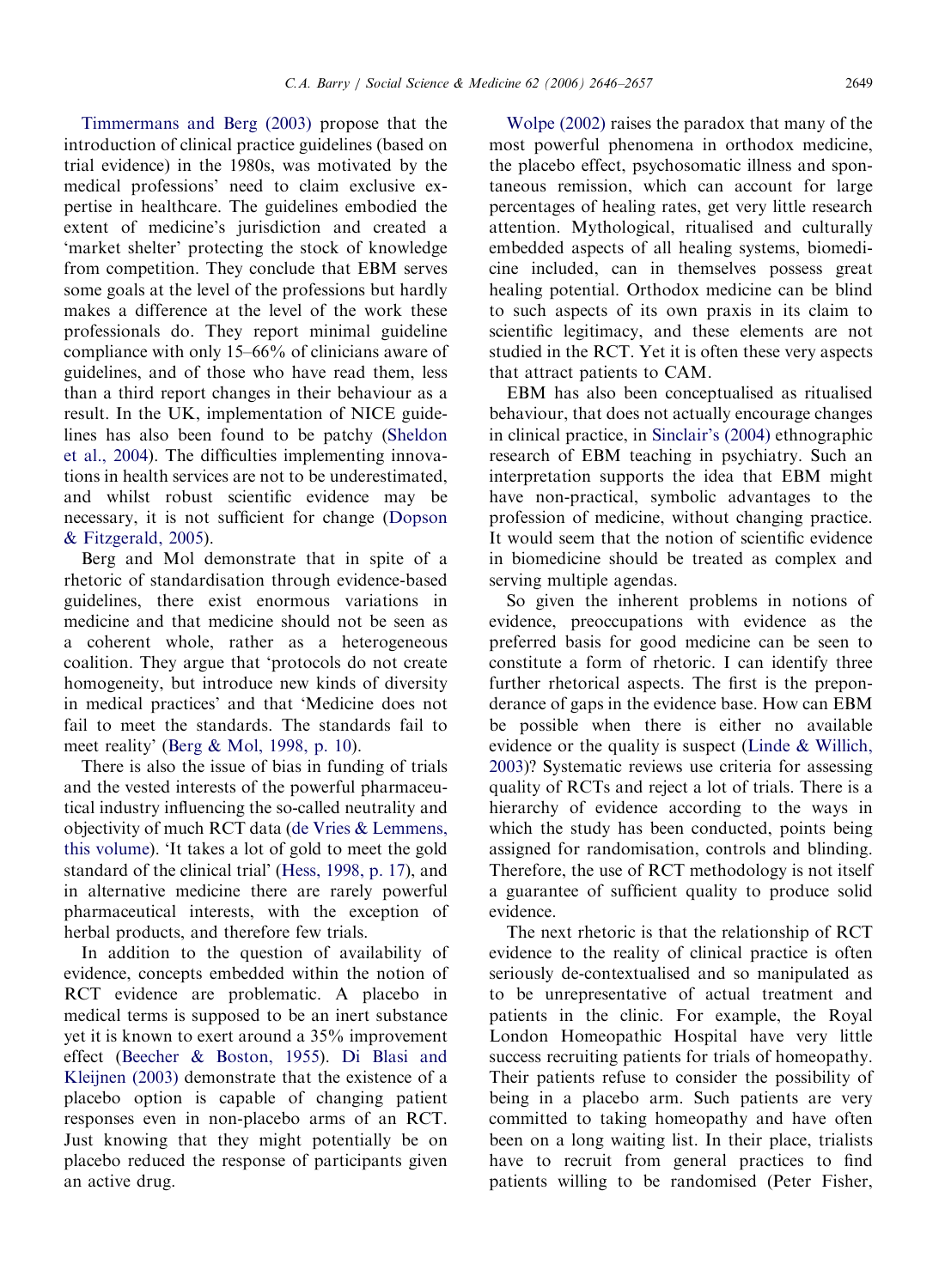Timmermans and Berg (2003) propose that the introduction of clinical practice guidelines (based on trial evidence) in the 1980s, was motivated by the medical professions' need to claim exclusive expertise in healthcare. The guidelines embodied the extent of medicine's jurisdiction and created a 'market shelter' protecting the stock of knowledge from competition. They conclude that EBM serves some goals at the level of the professions but hardly makes a difference at the level of the work these professionals do. They report minimal guideline compliance with only 15–66% of clinicians aware of guidelines, and of those who have read them, less than a third report changes in their behaviour as a result. In the UK, implementation of NICE guidelines has also been found to be patchy (Sheldon et al., 2004). The difficulties implementing innovations in health services are not to be underestimated, and whilst robust scientific evidence may be necessary, it is not sufficient for change (Dopson & Fitzgerald, 2005).

Berg and Mol demonstrate that in spite of a rhetoric of standardisation through evidence-based guidelines, there exist enormous variations in medicine and that medicine should not be seen as a coherent whole, rather as a heterogeneous coalition. They argue that 'protocols do not create homogeneity, but introduce new kinds of diversity in medical practices' and that 'Medicine does not fail to meet the standards. The standards fail to meet reality' (Berg & Mol, 1998, p. 10).

There is also the issue of bias in funding of trials and the vested interests of the powerful pharmaceutical industry influencing the so-called neutrality and objectivity of much RCT data (de Vries & Lemmens, this volume). 'It takes a lot of gold to meet the gold standard of the clinical trial' (Hess, 1998, p. 17), and in alternative medicine there are rarely powerful pharmaceutical interests, with the exception of herbal products, and therefore few trials.

In addition to the question of availability of evidence, concepts embedded within the notion of RCT evidence are problematic. A placebo in medical terms is supposed to be an inert substance yet it is known to exert around a 35% improvement effect (Beecher & Boston, 1955). Di Blasi and Kleijnen (2003) demonstrate that the existence of a placebo option is capable of changing patient responses even in non-placebo arms of an RCT. Just knowing that they might potentially be on placebo reduced the response of participants given an active drug.

Wolpe (2002) raises the paradox that many of the most powerful phenomena in orthodox medicine, the placebo effect, psychosomatic illness and spontaneous remission, which can account for large percentages of healing rates, get very little research attention. Mythological, ritualised and culturally embedded aspects of all healing systems, biomedicine included, can in themselves possess great healing potential. Orthodox medicine can be blind to such aspects of its own praxis in its claim to scientific legitimacy, and these elements are not studied in the RCT. Yet it is often these very aspects that attract patients to CAM.

EBM has also been conceptualised as ritualised behaviour, that does not actually encourage changes in clinical practice, in Sinclair's (2004) ethnographic research of EBM teaching in psychiatry. Such an interpretation supports the idea that EBM might have non-practical, symbolic advantages to the profession of medicine, without changing practice. It would seem that the notion of scientific evidence in biomedicine should be treated as complex and serving multiple agendas.

So given the inherent problems in notions of evidence, preoccupations with evidence as the preferred basis for good medicine can be seen to constitute a form of rhetoric. I can identify three further rhetorical aspects. The first is the preponderance of gaps in the evidence base. How can EBM be possible when there is either no available evidence or the quality is suspect (Linde & Willich, 2003)? Systematic reviews use criteria for assessing quality of RCTs and reject a lot of trials. There is a hierarchy of evidence according to the ways in which the study has been conducted, points being assigned for randomisation, controls and blinding. Therefore, the use of RCT methodology is not itself a guarantee of sufficient quality to produce solid evidence.

The next rhetoric is that the relationship of RCT evidence to the reality of clinical practice is often seriously de-contextualised and so manipulated as to be unrepresentative of actual treatment and patients in the clinic. For example, the Royal London Homeopathic Hospital have very little success recruiting patients for trials of homeopathy. Their patients refuse to consider the possibility of being in a placebo arm. Such patients are very committed to taking homeopathy and have often been on a long waiting list. In their place, trialists have to recruit from general practices to find patients willing to be randomised (Peter Fisher,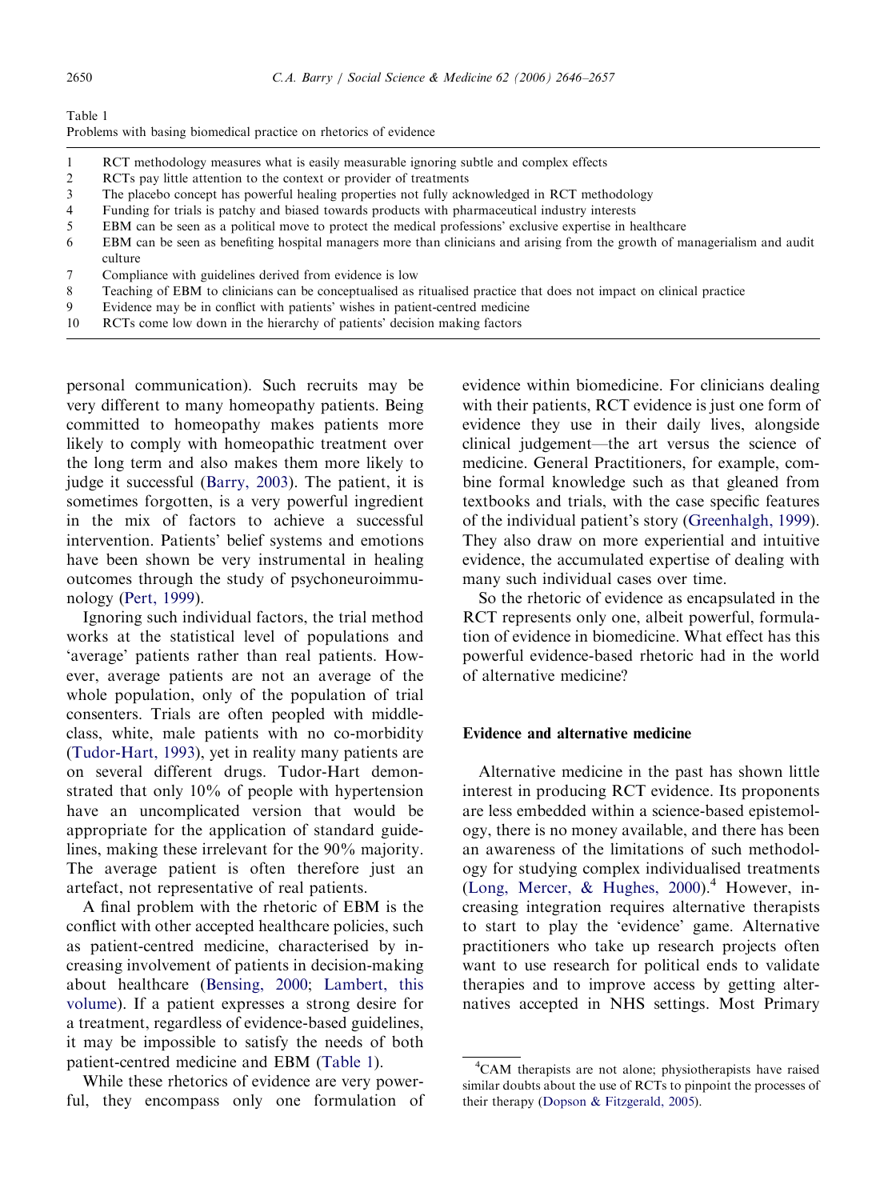Table 1
Problems with basing biomedical practice on rhetorics of evidence

| | |
|---|---|
| 1 | RCT methodology measures what is easily measurable ignoring subtle and complex effects |
| 2 | RCTs pay little attention to the context or provider of treatments |
| 3 | The placebo concept has powerful healing properties not fully acknowledged in RCT methodology |
| 4 | Funding for trials is patchy and biased towards products with pharmaceutical industry interests |
| 5 | EBM can be seen as a political move to protect the medical professions' exclusive expertise in healthcare |
| 6 | EBM can be seen as benefiting hospital managers more than clinicians and arising from the growth of managerialism and audit culture |
| 7 | Compliance with guidelines derived from evidence is low |
| 8 | Teaching of EBM to clinicians can be conceptualised as ritualised practice that does not impact on clinical practice |
| 9 | Evidence may be in conflict with patients' wishes in patient-centred medicine |
| 10 | RCTs come low down in the hierarchy of patients' decision making factors |

personal communication). Such recruits may be very different to many homeopathy patients. Being committed to homeopathy makes patients more likely to comply with homeopathic treatment over the long term and also makes them more likely to judge it successful (Barry, 2003). The patient, it is sometimes forgotten, is a very powerful ingredient in the mix of factors to achieve a successful intervention. Patients' belief systems and emotions have been shown be very instrumental in healing outcomes through the study of psychoneuroimmunology (Pert, 1999).

Ignoring such individual factors, the trial method works at the statistical level of populations and 'average' patients rather than real patients. However, average patients are not an average of the whole population, only of the population of trial consenters. Trials are often peopled with middle-class, white, male patients with no co-morbidity (Tudor-Hart, 1993), yet in reality many patients are on several different drugs. Tudor-Hart demonstrated that only 10% of people with hypertension have an uncomplicated version that would be appropriate for the application of standard guidelines, making these irrelevant for the 90% majority. The average patient is often therefore just an artefact, not representative of real patients.

A final problem with the rhetoric of EBM is the conflict with other accepted healthcare policies, such as patient-centred medicine, characterised by increasing involvement of patients in decision-making about healthcare (Bensing, 2000; Lambert, this volume). If a patient expresses a strong desire for a treatment, regardless of evidence-based guidelines, it may be impossible to satisfy the needs of both patient-centred medicine and EBM (Table 1).

While these rhetorics of evidence are very powerful, they encompass only one formulation of evidence within biomedicine. For clinicians dealing with their patients, RCT evidence is just one form of evidence they use in their daily lives, alongside clinical judgement—the art versus the science of medicine. General Practitioners, for example, combine formal knowledge such as that gleaned from textbooks and trials, with the case specific features of the individual patient's story (Greenhalgh, 1999). They also draw on more experiential and intuitive evidence, the accumulated expertise of dealing with many such individual cases over time.

So the rhetoric of evidence as encapsulated in the RCT represents only one, albeit powerful, formulation of evidence in biomedicine. What effect has this powerful evidence-based rhetoric had in the world of alternative medicine?

## Evidence and alternative medicine

Alternative medicine in the past has shown little interest in producing RCT evidence. Its proponents are less embedded within a science-based epistemology, there is no money available, and there has been an awareness of the limitations of such methodology for studying complex individualised treatments (Long, Mercer, & Hughes, 2000).[4] However, increasing integration requires alternative therapists to start to play the 'evidence' game. Alternative practitioners who take up research projects often want to use research for political ends to validate therapies and to improve access by getting alternatives accepted in NHS settings. Most Primary

[4] CAM therapists are not alone; physiotherapists have raised similar doubts about the use of RCTs to pinpoint the processes of their therapy (Dopson & Fitzgerald, 2005).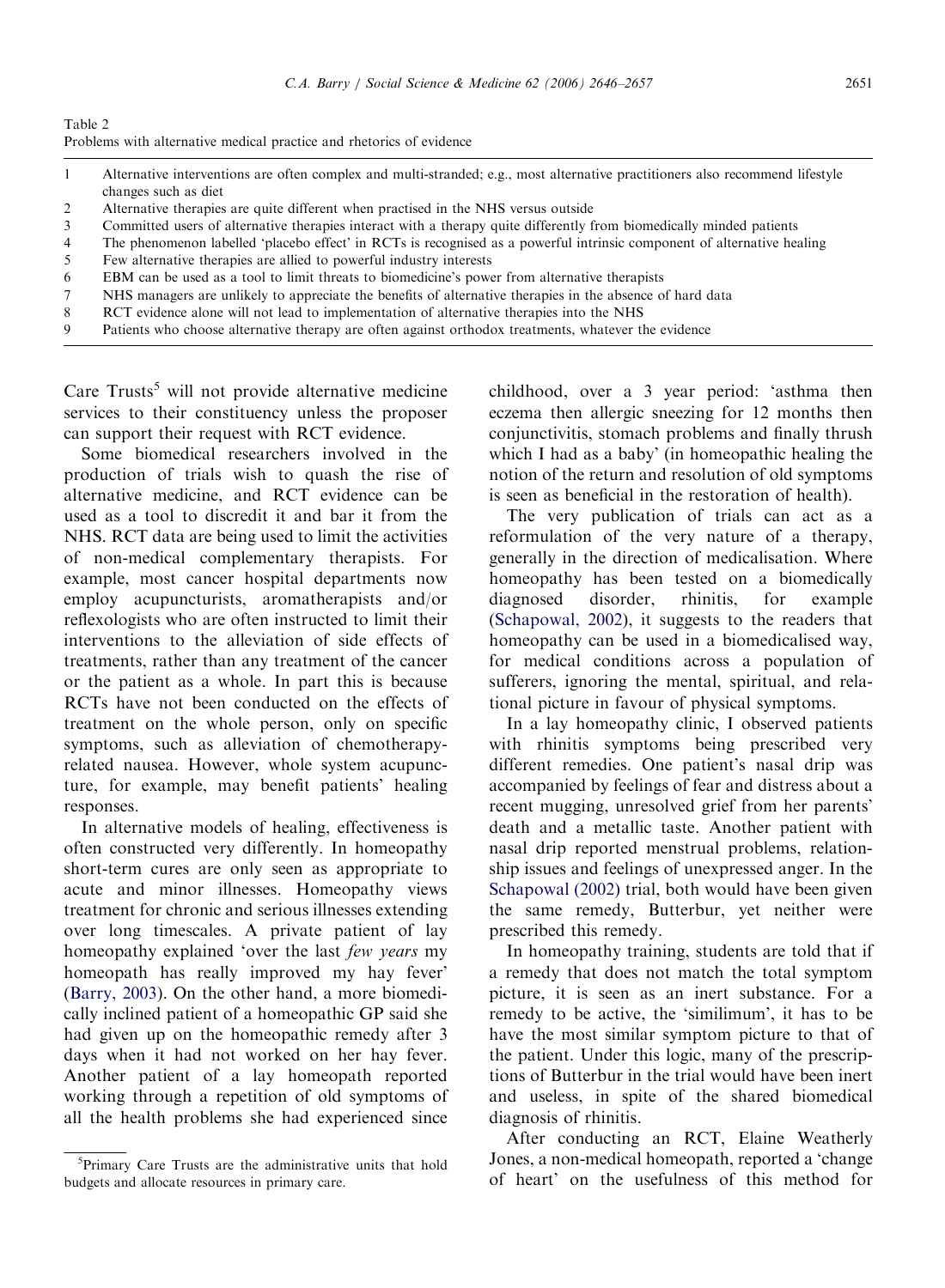Table 2
Problems with alternative medical practice and rhetorics of evidence

| | |
|---|---|
| 1 | Alternative interventions are often complex and multi-stranded; e.g., most alternative practitioners also recommend lifestyle changes such as diet |
| 2 | Alternative therapies are quite different when practised in the NHS versus outside |
| 3 | Committed users of alternative therapies interact with a therapy quite differently from biomedically minded patients |
| 4 | The phenomenon labelled 'placebo effect' in RCTs is recognised as a powerful intrinsic component of alternative healing |
| 5 | Few alternative therapies are allied to powerful industry interests |
| 6 | EBM can be used as a tool to limit threats to biomedicine's power from alternative therapists |
| 7 | NHS managers are unlikely to appreciate the benefits of alternative therapies in the absence of hard data |
| 8 | RCT evidence alone will not lead to implementation of alternative therapies into the NHS |
| 9 | Patients who choose alternative therapy are often against orthodox treatments, whatever the evidence |

Care Trusts[5] will not provide alternative medicine services to their constituency unless the proposer can support their request with RCT evidence.

Some biomedical researchers involved in the production of trials wish to quash the rise of alternative medicine, and RCT evidence can be used as a tool to discredit it and bar it from the NHS. RCT data are being used to limit the activities of non-medical complementary therapists. For example, most cancer hospital departments now employ acupuncturists, aromatherapists and/or reflexologists who are often instructed to limit their interventions to the alleviation of side effects of treatments, rather than any treatment of the cancer or the patient as a whole. In part this is because RCTs have not been conducted on the effects of treatment on the whole person, only on specific symptoms, such as alleviation of chemotherapy-related nausea. However, whole system acupuncture, for example, may benefit patients' healing responses.

In alternative models of healing, effectiveness is often constructed very differently. In homeopathy short-term cures are only seen as appropriate to acute and minor illnesses. Homeopathy views treatment for chronic and serious illnesses extending over long timescales. A private patient of lay homeopathy explained 'over the last *few years* my homeopath has really improved my hay fever' (Barry, 2003). On the other hand, a more biomedically inclined patient of a homeopathic GP said she had given up on the homeopathic remedy after 3 days when it had not worked on her hay fever. Another patient of a lay homeopath reported working through a repetition of old symptoms of all the health problems she had experienced since childhood, over a 3 year period: 'asthma then eczema then allergic sneezing for 12 months then conjunctivitis, stomach problems and finally thrush which I had as a baby' (in homeopathic healing the notion of the return and resolution of old symptoms is seen as beneficial in the restoration of health).

The very publication of trials can act as a reformulation of the very nature of a therapy, generally in the direction of medicalisation. Where homeopathy has been tested on a biomedically diagnosed disorder, rhinitis, for example (Schapowal, 2002), it suggests to the readers that homeopathy can be used in a biomedicalised way, for medical conditions across a population of sufferers, ignoring the mental, spiritual, and relational picture in favour of physical symptoms.

In a lay homeopathy clinic, I observed patients with rhinitis symptoms being prescribed very different remedies. One patient's nasal drip was accompanied by feelings of fear and distress about a recent mugging, unresolved grief from her parents' death and a metallic taste. Another patient with nasal drip reported menstrual problems, relationship issues and feelings of unexpressed anger. In the Schapowal (2002) trial, both would have been given the same remedy, Butterbur, yet neither were prescribed this remedy.

In homeopathy training, students are told that if a remedy that does not match the total symptom picture, it is seen as an inert substance. For a remedy to be active, the 'similimum', it has to be have the most similar symptom picture to that of the patient. Under this logic, many of the prescriptions of Butterbur in the trial would have been inert and useless, in spite of the shared biomedical diagnosis of rhinitis.

After conducting an RCT, Elaine Weatherly Jones, a non-medical homeopath, reported a 'change of heart' on the usefulness of this method for

[5] Primary Care Trusts are the administrative units that hold budgets and allocate resources in primary care.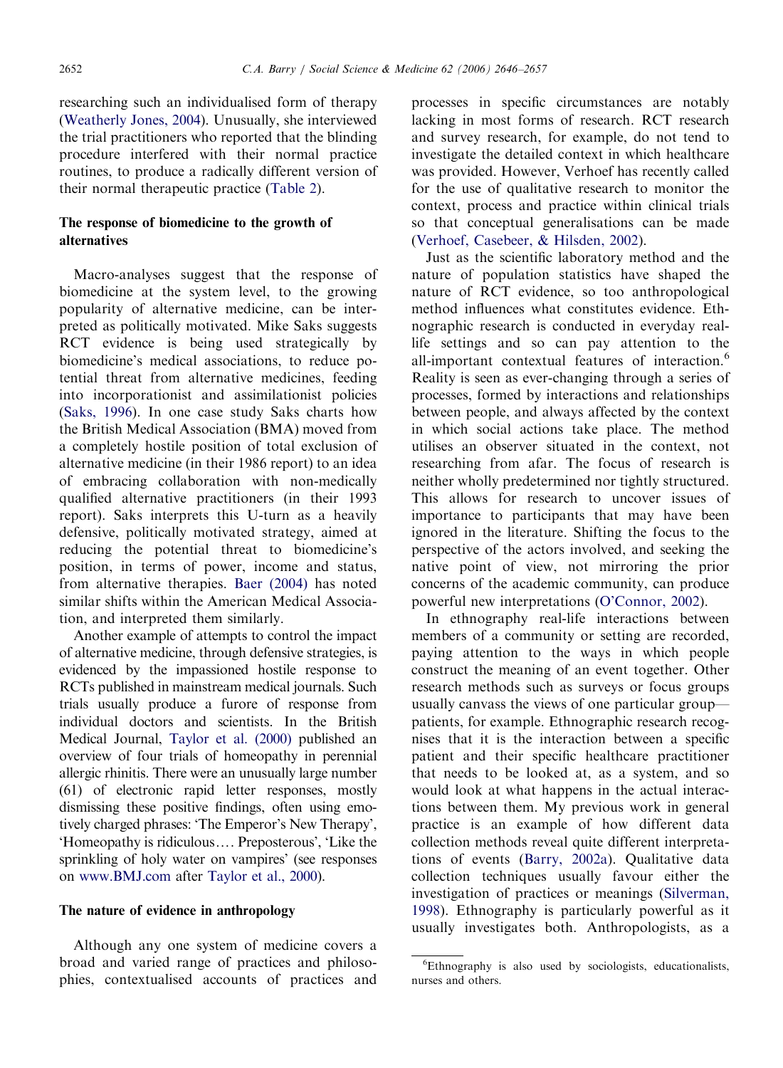researching such an individualised form of therapy (Weatherly Jones, 2004). Unusually, she interviewed the trial practitioners who reported that the blinding procedure interfered with their normal practice routines, to produce a radically different version of their normal therapeutic practice (Table 2).

## The response of biomedicine to the growth of alternatives

Macro-analyses suggest that the response of biomedicine at the system level, to the growing popularity of alternative medicine, can be interpreted as politically motivated. Mike Saks suggests RCT evidence is being used strategically by biomedicine's medical associations, to reduce potential threat from alternative medicines, feeding into incorporationist and assimilationist policies (Saks, 1996). In one case study Saks charts how the British Medical Association (BMA) moved from a completely hostile position of total exclusion of alternative medicine (in their 1986 report) to an idea of embracing collaboration with non-medically qualified alternative practitioners (in their 1993 report). Saks interprets this U-turn as a heavily defensive, politically motivated strategy, aimed at reducing the potential threat to biomedicine's position, in terms of power, income and status, from alternative therapies. Baer (2004) has noted similar shifts within the American Medical Association, and interpreted them similarly.

Another example of attempts to control the impact of alternative medicine, through defensive strategies, is evidenced by the impassioned hostile response to RCTs published in mainstream medical journals. Such trials usually produce a furore of response from individual doctors and scientists. In the British Medical Journal, Taylor et al. (2000) published an overview of four trials of homeopathy in perennial allergic rhinitis. There were an unusually large number (61) of electronic rapid letter responses, mostly dismissing these positive findings, often using emotively charged phrases: 'The Emperor's New Therapy', 'Homeopathy is ridiculous…. Preposterous', 'Like the sprinkling of holy water on vampires' (see responses on www.BMJ.com after Taylor et al., 2000).

## The nature of evidence in anthropology

Although any one system of medicine covers a broad and varied range of practices and philosophies, contextualised accounts of practices and processes in specific circumstances are notably lacking in most forms of research. RCT research and survey research, for example, do not tend to investigate the detailed context in which healthcare was provided. However, Verhoef has recently called for the use of qualitative research to monitor the context, process and practice within clinical trials so that conceptual generalisations can be made (Verhoef, Casebeer, & Hilsden, 2002).

Just as the scientific laboratory method and the nature of population statistics have shaped the nature of RCT evidence, so too anthropological method influences what constitutes evidence. Ethnographic research is conducted in everyday real-life settings and so can pay attention to the all-important contextual features of interaction.[6] Reality is seen as ever-changing through a series of processes, formed by interactions and relationships between people, and always affected by the context in which social actions take place. The method utilises an observer situated in the context, not researching from afar. The focus of research is neither wholly predetermined nor tightly structured. This allows for research to uncover issues of importance to participants that may have been ignored in the literature. Shifting the focus to the perspective of the actors involved, and seeking the native point of view, not mirroring the prior concerns of the academic community, can produce powerful new interpretations (O'Connor, 2002).

In ethnography real-life interactions between members of a community or setting are recorded, paying attention to the ways in which people construct the meaning of an event together. Other research methods such as surveys or focus groups usually canvass the views of one particular group—patients, for example. Ethnographic research recognises that it is the interaction between a specific patient and their specific healthcare practitioner that needs to be looked at, as a system, and so would look at what happens in the actual interactions between them. My previous work in general practice is an example of how different data collection methods reveal quite different interpretations of events (Barry, 2002a). Qualitative data collection techniques usually favour either the investigation of practices or meanings (Silverman, 1998). Ethnography is particularly powerful as it usually investigates both. Anthropologists, as a

[6] Ethnography is also used by sociologists, educationalists, nurses and others.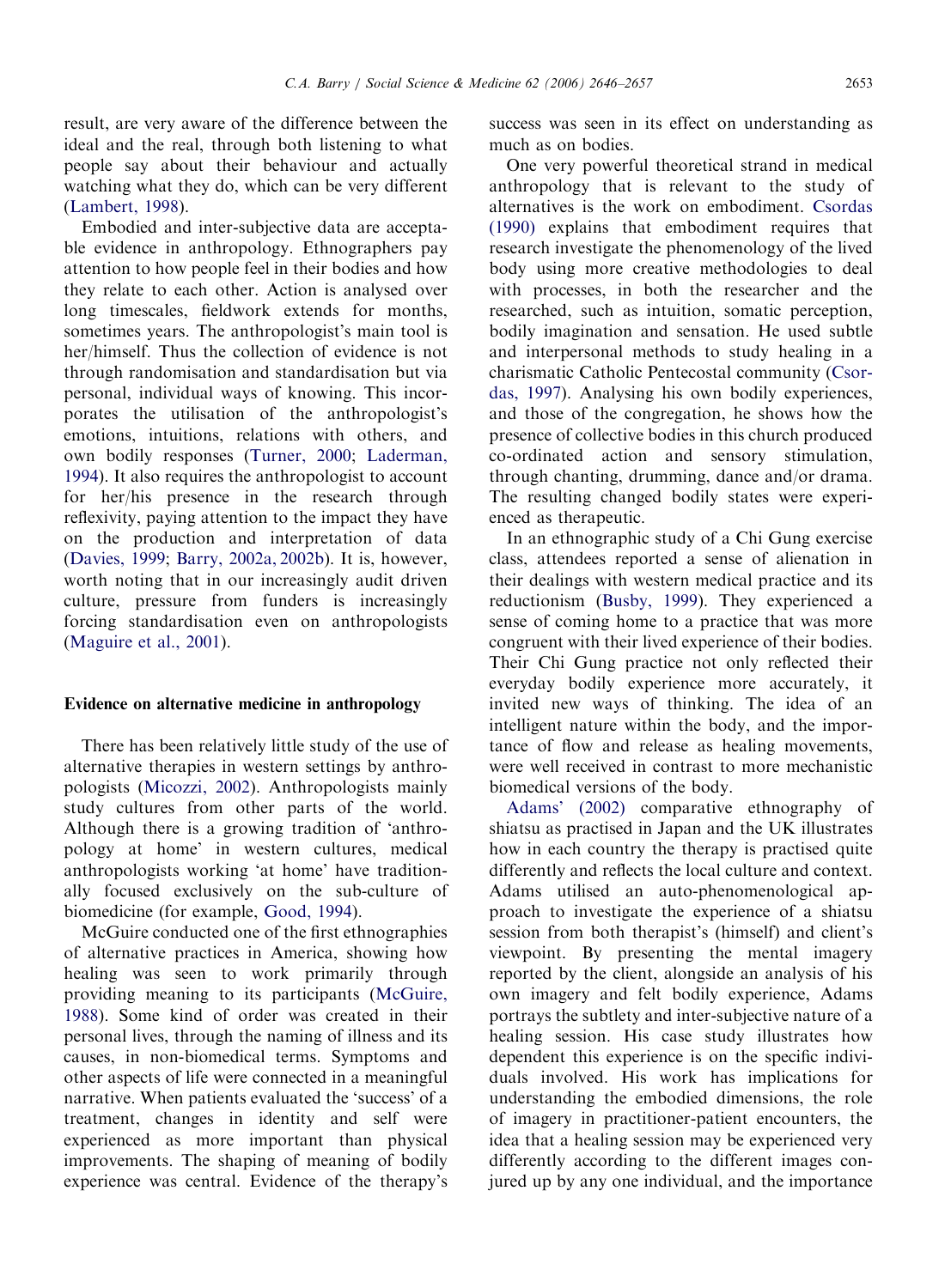result, are very aware of the difference between the ideal and the real, through both listening to what people say about their behaviour and actually watching what they do, which can be very different (Lambert, 1998).

Embodied and inter-subjective data are acceptable evidence in anthropology. Ethnographers pay attention to how people feel in their bodies and how they relate to each other. Action is analysed over long timescales, fieldwork extends for months, sometimes years. The anthropologist's main tool is her/himself. Thus the collection of evidence is not through randomisation and standardisation but via personal, individual ways of knowing. This incorporates the utilisation of the anthropologist's emotions, intuitions, relations with others, and own bodily responses (Turner, 2000; Laderman, 1994). It also requires the anthropologist to account for her/his presence in the research through reflexivity, paying attention to the impact they have on the production and interpretation of data (Davies, 1999; Barry, 2002a, 2002b). It is, however, worth noting that in our increasingly audit driven culture, pressure from funders is increasingly forcing standardisation even on anthropologists (Maguire et al., 2001).

## Evidence on alternative medicine in anthropology

There has been relatively little study of the use of alternative therapies in western settings by anthropologists (Micozzi, 2002). Anthropologists mainly study cultures from other parts of the world. Although there is a growing tradition of 'anthropology at home' in western cultures, medical anthropologists working 'at home' have traditionally focused exclusively on the sub-culture of biomedicine (for example, Good, 1994).

McGuire conducted one of the first ethnographies of alternative practices in America, showing how healing was seen to work primarily through providing meaning to its participants (McGuire, 1988). Some kind of order was created in their personal lives, through the naming of illness and its causes, in non-biomedical terms. Symptoms and other aspects of life were connected in a meaningful narrative. When patients evaluated the 'success' of a treatment, changes in identity and self were experienced as more important than physical improvements. The shaping of meaning of bodily experience was central. Evidence of the therapy's success was seen in its effect on understanding as much as on bodies.

One very powerful theoretical strand in medical anthropology that is relevant to the study of alternatives is the work on embodiment. Csordas (1990) explains that embodiment requires that research investigate the phenomenology of the lived body using more creative methodologies to deal with processes, in both the researcher and the researched, such as intuition, somatic perception, bodily imagination and sensation. He used subtle and interpersonal methods to study healing in a charismatic Catholic Pentecostal community (Csordas, 1997). Analysing his own bodily experiences, and those of the congregation, he shows how the presence of collective bodies in this church produced co-ordinated action and sensory stimulation, through chanting, drumming, dance and/or drama. The resulting changed bodily states were experienced as therapeutic.

In an ethnographic study of a Chi Gung exercise class, attendees reported a sense of alienation in their dealings with western medical practice and its reductionism (Busby, 1999). They experienced a sense of coming home to a practice that was more congruent with their lived experience of their bodies. Their Chi Gung practice not only reflected their everyday bodily experience more accurately, it invited new ways of thinking. The idea of an intelligent nature within the body, and the importance of flow and release as healing movements, were well received in contrast to more mechanistic biomedical versions of the body.

Adams' (2002) comparative ethnography of shiatsu as practised in Japan and the UK illustrates how in each country the therapy is practised quite differently and reflects the local culture and context. Adams utilised an auto-phenomenological approach to investigate the experience of a shiatsu session from both therapist's (himself) and client's viewpoint. By presenting the mental imagery reported by the client, alongside an analysis of his own imagery and felt bodily experience, Adams portrays the subtlety and inter-subjective nature of a healing session. His case study illustrates how dependent this experience is on the specific individuals involved. His work has implications for understanding the embodied dimensions, the role of imagery in practitioner-patient encounters, the idea that a healing session may be experienced very differently according to the different images conjured up by any one individual, and the importance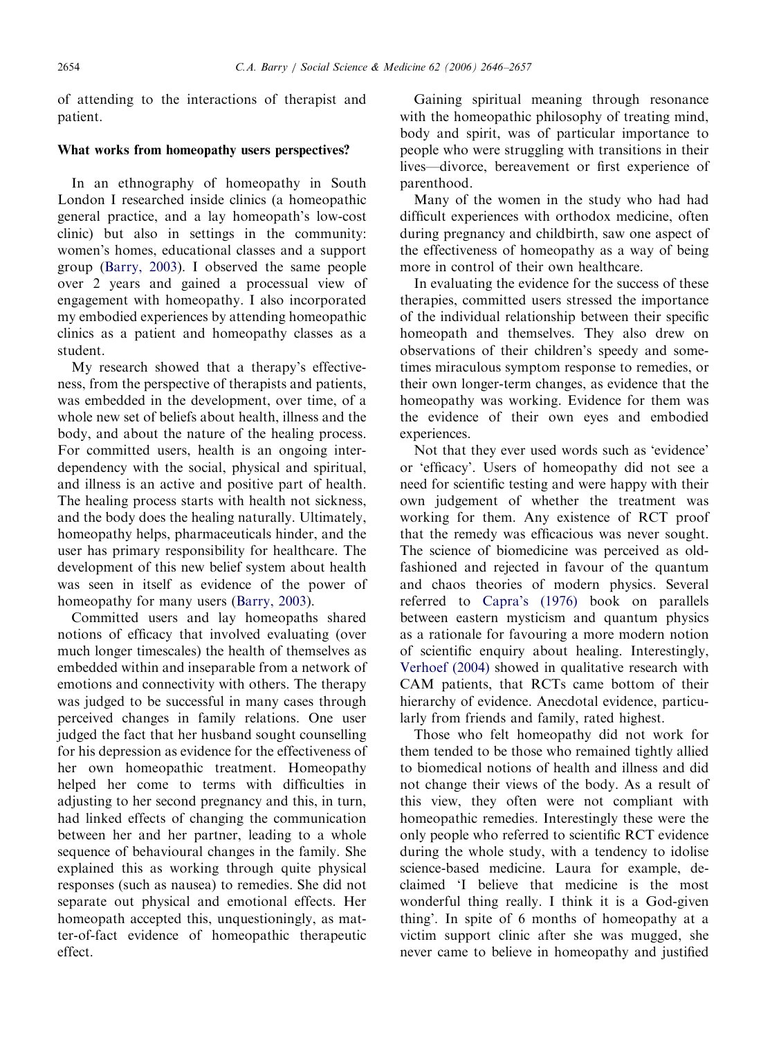of attending to the interactions of therapist and patient.

### What works from homeopathy users perspectives?

In an ethnography of homeopathy in South London I researched inside clinics (a homeopathic general practice, and a lay homeopath's low-cost clinic) but also in settings in the community: women's homes, educational classes and a support group (Barry, 2003). I observed the same people over 2 years and gained a processual view of engagement with homeopathy. I also incorporated my embodied experiences by attending homeopathic clinics as a patient and homeopathy classes as a student.

My research showed that a therapy's effectiveness, from the perspective of therapists and patients, was embedded in the development, over time, of a whole new set of beliefs about health, illness and the body, and about the nature of the healing process. For committed users, health is an ongoing interdependency with the social, physical and spiritual, and illness is an active and positive part of health. The healing process starts with health not sickness, and the body does the healing naturally. Ultimately, homeopathy helps, pharmaceuticals hinder, and the user has primary responsibility for healthcare. The development of this new belief system about health was seen in itself as evidence of the power of homeopathy for many users (Barry, 2003).

Committed users and lay homeopaths shared notions of efficacy that involved evaluating (over much longer timescales) the health of themselves as embedded within and inseparable from a network of emotions and connectivity with others. The therapy was judged to be successful in many cases through perceived changes in family relations. One user judged the fact that her husband sought counselling for his depression as evidence for the effectiveness of her own homeopathic treatment. Homeopathy helped her come to terms with difficulties in adjusting to her second pregnancy and this, in turn, had linked effects of changing the communication between her and her partner, leading to a whole sequence of behavioural changes in the family. She explained this as working through quite physical responses (such as nausea) to remedies. She did not separate out physical and emotional effects. Her homeopath accepted this, unquestioningly, as matter-of-fact evidence of homeopathic therapeutic effect.

Gaining spiritual meaning through resonance with the homeopathic philosophy of treating mind, body and spirit, was of particular importance to people who were struggling with transitions in their lives—divorce, bereavement or first experience of parenthood.

Many of the women in the study who had had difficult experiences with orthodox medicine, often during pregnancy and childbirth, saw one aspect of the effectiveness of homeopathy as a way of being more in control of their own healthcare.

In evaluating the evidence for the success of these therapies, committed users stressed the importance of the individual relationship between their specific homeopath and themselves. They also drew on observations of their children's speedy and sometimes miraculous symptom response to remedies, or their own longer-term changes, as evidence that the homeopathy was working. Evidence for them was the evidence of their own eyes and embodied experiences.

Not that they ever used words such as 'evidence' or 'efficacy'. Users of homeopathy did not see a need for scientific testing and were happy with their own judgement of whether the treatment was working for them. Any existence of RCT proof that the remedy was efficacious was never sought. The science of biomedicine was perceived as old-fashioned and rejected in favour of the quantum and chaos theories of modern physics. Several referred to Capra's (1976) book on parallels between eastern mysticism and quantum physics as a rationale for favouring a more modern notion of scientific enquiry about healing. Interestingly, Verhoef (2004) showed in qualitative research with CAM patients, that RCTs came bottom of their hierarchy of evidence. Anecdotal evidence, particularly from friends and family, rated highest.

Those who felt homeopathy did not work for them tended to be those who remained tightly allied to biomedical notions of health and illness and did not change their views of the body. As a result of this view, they often were not compliant with homeopathic remedies. Interestingly these were the only people who referred to scientific RCT evidence during the whole study, with a tendency to idolise science-based medicine. Laura for example, declaimed 'I believe that medicine is the most wonderful thing really. I think it is a God-given thing'. In spite of 6 months of homeopathy at a victim support clinic after she was mugged, she never came to believe in homeopathy and justified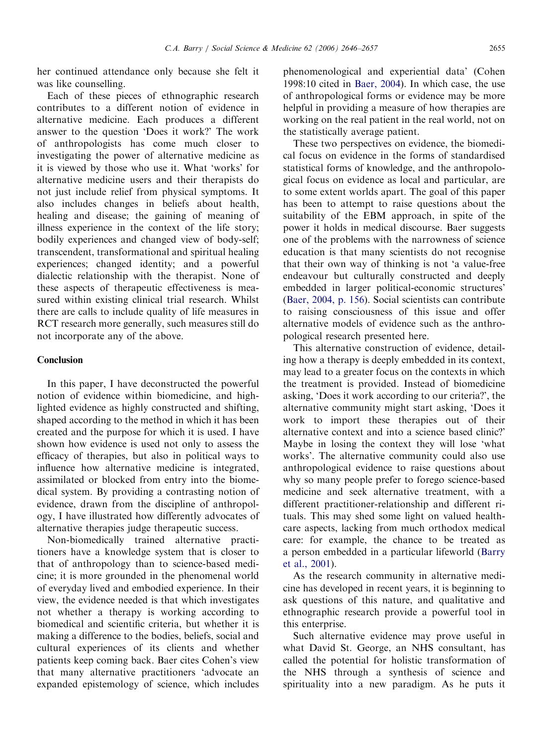her continued attendance only because she felt it was like counselling.

Each of these pieces of ethnographic research contributes to a different notion of evidence in alternative medicine. Each produces a different answer to the question 'Does it work?' The work of anthropologists has come much closer to investigating the power of alternative medicine as it is viewed by those who use it. What 'works' for alternative medicine users and their therapists do not just include relief from physical symptoms. It also includes changes in beliefs about health, healing and disease; the gaining of meaning of illness experience in the context of the life story; bodily experiences and changed view of body-self; transcendent, transformational and spiritual healing experiences; changed identity; and a powerful dialectic relationship with the therapist. None of these aspects of therapeutic effectiveness is measured within existing clinical trial research. Whilst there are calls to include quality of life measures in RCT research more generally, such measures still do not incorporate any of the above.

## Conclusion

In this paper, I have deconstructed the powerful notion of evidence within biomedicine, and highlighted evidence as highly constructed and shifting, shaped according to the method in which it has been created and the purpose for which it is used. I have shown how evidence is used not only to assess the efficacy of therapies, but also in political ways to influence how alternative medicine is integrated, assimilated or blocked from entry into the biomedical system. By providing a contrasting notion of evidence, drawn from the discipline of anthropology, I have illustrated how differently advocates of alternative therapies judge therapeutic success.

Non-biomedically trained alternative practitioners have a knowledge system that is closer to that of anthropology than to science-based medicine; it is more grounded in the phenomenal world of everyday lived and embodied experience. In their view, the evidence needed is that which investigates not whether a therapy is working according to biomedical and scientific criteria, but whether it is making a difference to the bodies, beliefs, social and cultural experiences of its clients and whether patients keep coming back. Baer cites Cohen's view that many alternative practitioners 'advocate an expanded epistemology of science, which includes phenomenological and experiential data' (Cohen 1998:10 cited in Baer, 2004). In which case, the use of anthropological forms or evidence may be more helpful in providing a measure of how therapies are working on the real patient in the real world, not on the statistically average patient.

These two perspectives on evidence, the biomedical focus on evidence in the forms of standardised statistical forms of knowledge, and the anthropological focus on evidence as local and particular, are to some extent worlds apart. The goal of this paper has been to attempt to raise questions about the suitability of the EBM approach, in spite of the power it holds in medical discourse. Baer suggests one of the problems with the narrowness of science education is that many scientists do not recognise that their own way of thinking is not 'a value-free endeavour but culturally constructed and deeply embedded in larger political-economic structures' (Baer, 2004, p. 156). Social scientists can contribute to raising consciousness of this issue and offer alternative models of evidence such as the anthropological research presented here.

This alternative construction of evidence, detailing how a therapy is deeply embedded in its context, may lead to a greater focus on the contexts in which the treatment is provided. Instead of biomedicine asking, 'Does it work according to our criteria?', the alternative community might start asking, 'Does it work to import these therapies out of their alternative context and into a science based clinic?' Maybe in losing the context they will lose 'what works'. The alternative community could also use anthropological evidence to raise questions about why so many people prefer to forego science-based medicine and seek alternative treatment, with a different practitioner-relationship and different rituals. This may shed some light on valued healthcare aspects, lacking from much orthodox medical care: for example, the chance to be treated as a person embedded in a particular lifeworld (Barry et al., 2001).

As the research community in alternative medicine has developed in recent years, it is beginning to ask questions of this nature, and qualitative and ethnographic research provide a powerful tool in this enterprise.

Such alternative evidence may prove useful in what David St. George, an NHS consultant, has called the potential for holistic transformation of the NHS through a synthesis of science and spirituality into a new paradigm. As he puts it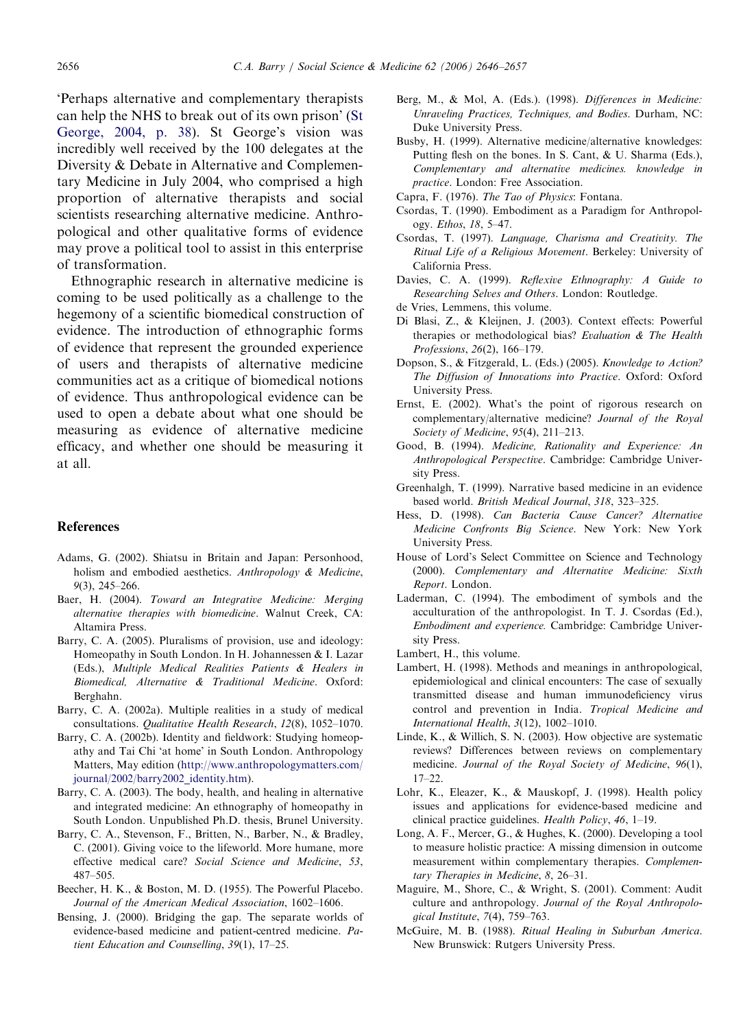'Perhaps alternative and complementary therapists can help the NHS to break out of its own prison' (St George, 2004, p. 38). St George's vision was incredibly well received by the 100 delegates at the Diversity & Debate in Alternative and Complementary Medicine in July 2004, who comprised a high proportion of alternative therapists and social scientists researching alternative medicine. Anthropological and other qualitative forms of evidence may prove a political tool to assist in this enterprise of transformation.

Ethnographic research in alternative medicine is coming to be used politically as a challenge to the hegemony of a scientific biomedical construction of evidence. The introduction of ethnographic forms of evidence that represent the grounded experience of users and therapists of alternative medicine communities act as a critique of biomedical notions of evidence. Thus anthropological evidence can be used to open a debate about what one should be measuring as evidence of alternative medicine efficacy, and whether one should be measuring it at all.

## References

Adams, G. (2002). Shiatsu in Britain and Japan: Personhood, holism and embodied aesthetics. *Anthropology & Medicine*, *9*(3), 245–266.

Baer, H. (2004). *Toward an Integrative Medicine: Merging alternative therapies with biomedicine*. Walnut Creek, CA: Altamira Press.

Barry, C. A. (2005). Pluralisms of provision, use and ideology: Homeopathy in South London. In H. Johannessen & I. Lazar (Eds.), *Multiple Medical Realities Patients & Healers in Biomedical, Alternative & Traditional Medicine*. Oxford: Berghahn.

Barry, C. A. (2002a). Multiple realities in a study of medical consultations. *Qualitative Health Research*, *12*(8), 1052–1070.

Barry, C. A. (2002b). Identity and fieldwork: Studying homeopathy and Tai Chi 'at home' in South London. Anthropology Matters, May edition (http://www.anthropologymatters.com/journal/2002/barry2002_identity.htm).

Barry, C. A. (2003). The body, health, and healing in alternative and integrated medicine: An ethnography of homeopathy in South London. Unpublished Ph.D. thesis, Brunel University.

Barry, C. A., Stevenson, F., Britten, N., Barber, N., & Bradley, C. (2001). Giving voice to the lifeworld. More humane, more effective medical care? *Social Science and Medicine*, *53*, 487–505.

Beecher, H. K., & Boston, M. D. (1955). The Powerful Placebo. *Journal of the American Medical Association*, 1602–1606.

Bensing, J. (2000). Bridging the gap. The separate worlds of evidence-based medicine and patient-centred medicine. *Patient Education and Counselling*, *39*(1), 17–25.

Berg, M., & Mol, A. (Eds.). (1998). *Differences in Medicine: Unraveling Practices, Techniques, and Bodies*. Durham, NC: Duke University Press.

Busby, H. (1999). Alternative medicine/alternative knowledges: Putting flesh on the bones. In S. Cant, & U. Sharma (Eds.), *Complementary and alternative medicines. knowledge in practice*. London: Free Association.

Capra, F. (1976). *The Tao of Physics*: Fontana.

Csordas, T. (1990). Embodiment as a Paradigm for Anthropology. *Ethos*, *18*, 5–47.

Csordas, T. (1997). *Language, Charisma and Creativity. The Ritual Life of a Religious Movement*. Berkeley: University of California Press.

Davies, C. A. (1999). *Reflexive Ethnography: A Guide to Researching Selves and Others*. London: Routledge.

de Vries, Lemmens, this volume.

Di Blasi, Z., & Kleijnen, J. (2003). Context effects: Powerful therapies or methodological bias? *Evaluation & The Health Professions*, *26*(2), 166–179.

Dopson, S., & Fitzgerald, L. (Eds.) (2005). *Knowledge to Action? The Diffusion of Innovations into Practice*. Oxford: Oxford University Press.

Ernst, E. (2002). What's the point of rigorous research on complementary/alternative medicine? *Journal of the Royal Society of Medicine*, *95*(4), 211–213.

Good, B. (1994). *Medicine, Rationality and Experience: An Anthropological Perspective*. Cambridge: Cambridge University Press.

Greenhalgh, T. (1999). Narrative based medicine in an evidence based world. *British Medical Journal*, *318*, 323–325.

Hess, D. (1998). *Can Bacteria Cause Cancer? Alternative Medicine Confronts Big Science*. New York: New York University Press.

House of Lord's Select Committee on Science and Technology (2000). *Complementary and Alternative Medicine: Sixth Report*. London.

Laderman, C. (1994). The embodiment of symbols and the acculturation of the anthropologist. In T. J. Csordas (Ed.), *Embodiment and experience.* Cambridge: Cambridge University Press.

Lambert, H., this volume.

Lambert, H. (1998). Methods and meanings in anthropological, epidemiological and clinical encounters: The case of sexually transmitted disease and human immunodeficiency virus control and prevention in India. *Tropical Medicine and International Health*, *3*(12), 1002–1010.

Linde, K., & Willich, S. N. (2003). How objective are systematic reviews? Differences between reviews on complementary medicine. *Journal of the Royal Society of Medicine*, *96*(1), 17–22.

Lohr, K., Eleazer, K., & Mauskopf, J. (1998). Health policy issues and applications for evidence-based medicine and clinical practice guidelines. *Health Policy*, *46*, 1–19.

Long, A. F., Mercer, G., & Hughes, K. (2000). Developing a tool to measure holistic practice: A missing dimension in outcome measurement within complementary therapies. *Complementary Therapies in Medicine*, *8*, 26–31.

Maguire, M., Shore, C., & Wright, S. (2001). Comment: Audit culture and anthropology. *Journal of the Royal Anthropological Institute*, *7*(4), 759–763.

McGuire, M. B. (1988). *Ritual Healing in Suburban America*. New Brunswick: Rutgers University Press.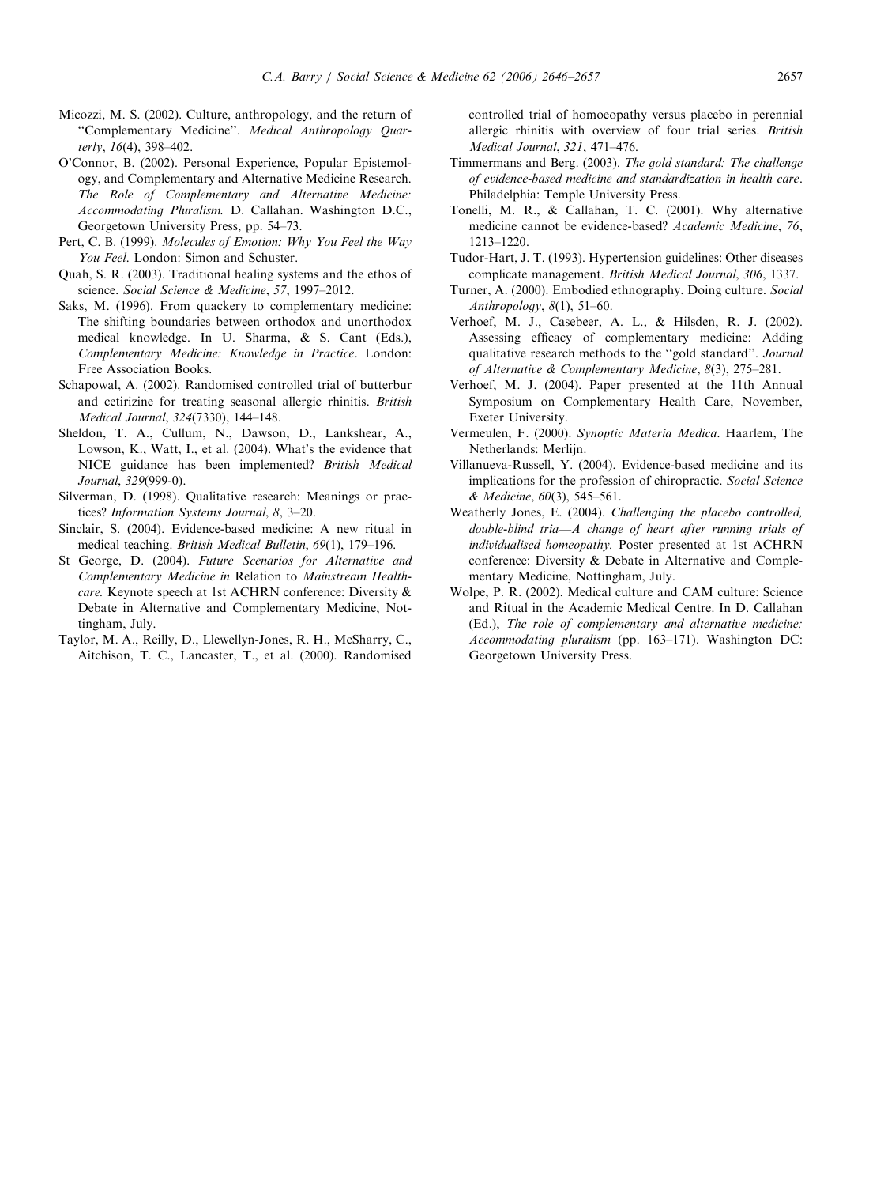Micozzi, M. S. (2002). Culture, anthropology, and the return of "Complementary Medicine". *Medical Anthropology Quarterly*, *16*(4), 398–402.

O'Connor, B. (2002). Personal Experience, Popular Epistemology, and Complementary and Alternative Medicine Research. *The Role of Complementary and Alternative Medicine: Accommodating Pluralism.* D. Callahan. Washington D.C., Georgetown University Press, pp. 54–73.

Pert, C. B. (1999). *Molecules of Emotion: Why You Feel the Way You Feel*. London: Simon and Schuster.

Quah, S. R. (2003). Traditional healing systems and the ethos of science. *Social Science & Medicine*, *57*, 1997–2012.

Saks, M. (1996). From quackery to complementary medicine: The shifting boundaries between orthodox and unorthodox medical knowledge. In U. Sharma, & S. Cant (Eds.), *Complementary Medicine: Knowledge in Practice*. London: Free Association Books.

Schapowal, A. (2002). Randomised controlled trial of butterbur and cetirizine for treating seasonal allergic rhinitis. *British Medical Journal*, *324*(7330), 144–148.

Sheldon, T. A., Cullum, N., Dawson, D., Lankshear, A., Lowson, K., Watt, I., et al. (2004). What's the evidence that NICE guidance has been implemented? *British Medical Journal*, *329*(999-0).

Silverman, D. (1998). Qualitative research: Meanings or practices? *Information Systems Journal*, *8*, 3–20.

Sinclair, S. (2004). Evidence-based medicine: A new ritual in medical teaching. *British Medical Bulletin*, *69*(1), 179–196.

St George, D. (2004). *Future Scenarios for Alternative and Complementary Medicine in* Relation to *Mainstream Healthcare.* Keynote speech at 1st ACHRN conference: Diversity & Debate in Alternative and Complementary Medicine, Nottingham, July.

Taylor, M. A., Reilly, D., Llewellyn-Jones, R. H., McSharry, C., Aitchison, T. C., Lancaster, T., et al. (2000). Randomised controlled trial of homoeopathy versus placebo in perennial allergic rhinitis with overview of four trial series. *British Medical Journal*, *321*, 471–476.

Timmermans and Berg. (2003). *The gold standard: The challenge of evidence-based medicine and standardization in health care*. Philadelphia: Temple University Press.

Tonelli, M. R., & Callahan, T. C. (2001). Why alternative medicine cannot be evidence-based? *Academic Medicine*, *76*, 1213–1220.

Tudor-Hart, J. T. (1993). Hypertension guidelines: Other diseases complicate management. *British Medical Journal*, *306*, 1337.

Turner, A. (2000). Embodied ethnography. Doing culture. *Social Anthropology*, *8*(1), 51–60.

Verhoef, M. J., Casebeer, A. L., & Hilsden, R. J. (2002). Assessing efficacy of complementary medicine: Adding qualitative research methods to the "gold standard". *Journal of Alternative & Complementary Medicine*, *8*(3), 275–281.

Verhoef, M. J. (2004). Paper presented at the 11th Annual Symposium on Complementary Health Care, November, Exeter University.

Vermeulen, F. (2000). *Synoptic Materia Medica*. Haarlem, The Netherlands: Merlijn.

Villanueva-Russell, Y. (2004). Evidence-based medicine and its implications for the profession of chiropractic. *Social Science & Medicine*, *60*(3), 545–561.

Weatherly Jones, E. (2004). *Challenging the placebo controlled, double-blind tria—A change of heart after running trials of individualised homeopathy.* Poster presented at 1st ACHRN conference: Diversity & Debate in Alternative and Complementary Medicine, Nottingham, July.

Wolpe, P. R. (2002). Medical culture and CAM culture: Science and Ritual in the Academic Medical Centre. In D. Callahan (Ed.), *The role of complementary and alternative medicine: Accommodating pluralism* (pp. 163–171). Washington DC: Georgetown University Press.